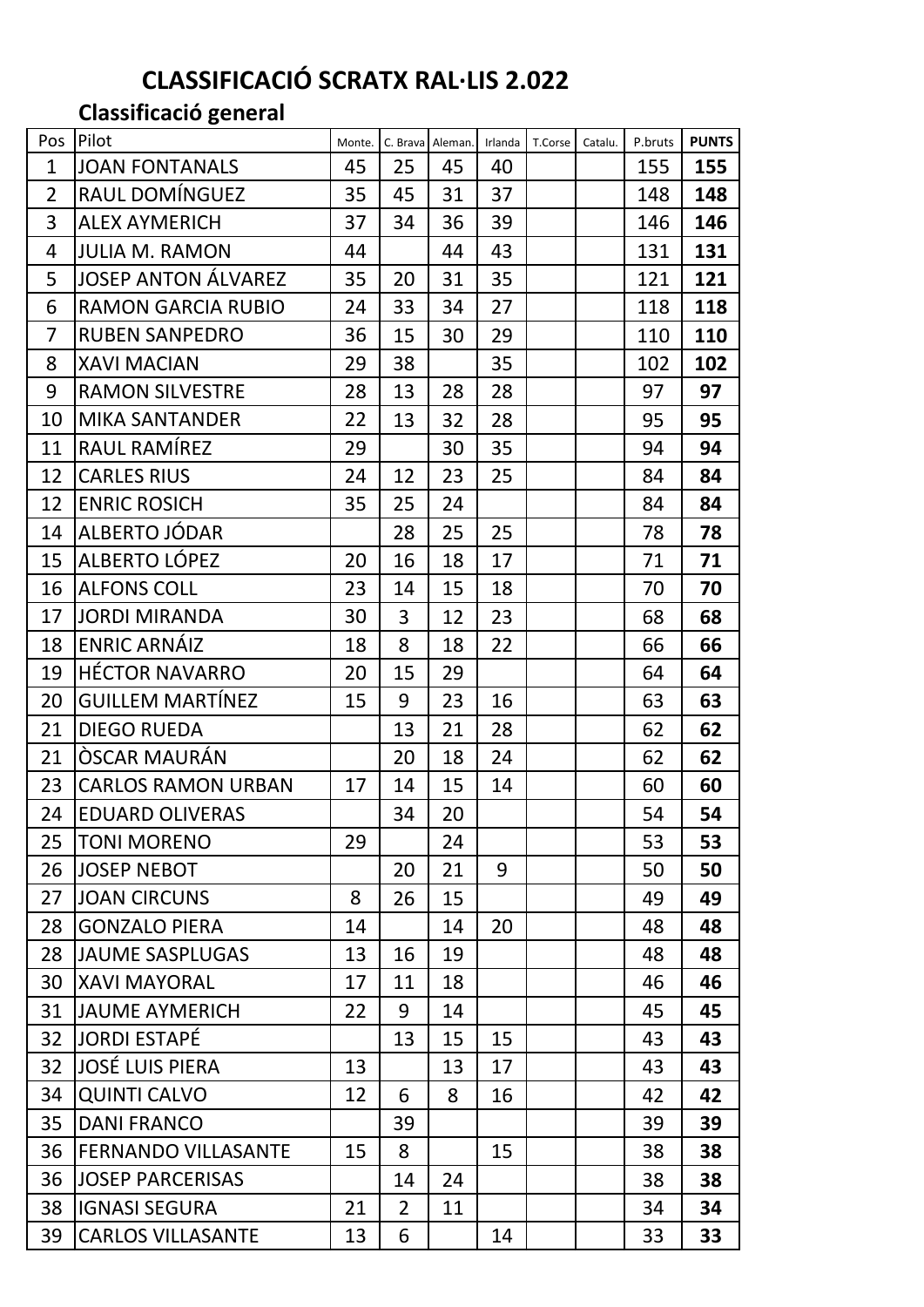# CLASSIFICACIÓ SCRATX RAL·LIS 2.022

## Classificació general

| Pos | Pilot | Monte. | C. Brava | Aleman. | Irlanda | T.Corse | Catalu. | P.bruts | PUNTS |
|---|---|---|---|---|---|---|---|---|---|
| 1 | JOAN FONTANALS | 45 | 25 | 45 | 40 | | | 155 | **155** |
| 2 | RAUL DOMÍNGUEZ | 35 | 45 | 31 | 37 | | | 148 | **148** |
| 3 | ALEX AYMERICH | 37 | 34 | 36 | 39 | | | 146 | **146** |
| 4 | JULIA M. RAMON | 44 | | 44 | 43 | | | 131 | **131** |
| 5 | JOSEP ANTON ÁLVAREZ | 35 | 20 | 31 | 35 | | | 121 | **121** |
| 6 | RAMON GARCIA RUBIO | 24 | 33 | 34 | 27 | | | 118 | **118** |
| 7 | RUBEN SANPEDRO | 36 | 15 | 30 | 29 | | | 110 | **110** |
| 8 | XAVI MACIAN | 29 | 38 | | 35 | | | 102 | **102** |
| 9 | RAMON SILVESTRE | 28 | 13 | 28 | 28 | | | 97 | **97** |
| 10 | MIKA SANTANDER | 22 | 13 | 32 | 28 | | | 95 | **95** |
| 11 | RAUL RAMÍREZ | 29 | | 30 | 35 | | | 94 | **94** |
| 12 | CARLES RIUS | 24 | 12 | 23 | 25 | | | 84 | **84** |
| 12 | ENRIC ROSICH | 35 | 25 | 24 | | | | 84 | **84** |
| 14 | ALBERTO JÓDAR | | 28 | 25 | 25 | | | 78 | **78** |
| 15 | ALBERTO LÓPEZ | 20 | 16 | 18 | 17 | | | 71 | **71** |
| 16 | ALFONS COLL | 23 | 14 | 15 | 18 | | | 70 | **70** |
| 17 | JORDI MIRANDA | 30 | 3 | 12 | 23 | | | 68 | **68** |
| 18 | ENRIC ARNÁIZ | 18 | 8 | 18 | 22 | | | 66 | **66** |
| 19 | HÉCTOR NAVARRO | 20 | 15 | 29 | | | | 64 | **64** |
| 20 | GUILLEM MARTÍNEZ | 15 | 9 | 23 | 16 | | | 63 | **63** |
| 21 | DIEGO RUEDA | | 13 | 21 | 28 | | | 62 | **62** |
| 21 | ÒSCAR MAURÁN | | 20 | 18 | 24 | | | 62 | **62** |
| 23 | CARLOS RAMON URBAN | 17 | 14 | 15 | 14 | | | 60 | **60** |
| 24 | EDUARD OLIVERAS | | 34 | 20 | | | | 54 | **54** |
| 25 | TONI MORENO | 29 | | 24 | | | | 53 | **53** |
| 26 | JOSEP NEBOT | | 20 | 21 | 9 | | | 50 | **50** |
| 27 | JOAN CIRCUNS | 8 | 26 | 15 | | | | 49 | **49** |
| 28 | GONZALO PIERA | 14 | | 14 | 20 | | | 48 | **48** |
| 28 | JAUME SASPLUGAS | 13 | 16 | 19 | | | | 48 | **48** |
| 30 | XAVI MAYORAL | 17 | 11 | 18 | | | | 46 | **46** |
| 31 | JAUME AYMERICH | 22 | 9 | 14 | | | | 45 | **45** |
| 32 | JORDI ESTAPÉ | | 13 | 15 | 15 | | | 43 | **43** |
| 32 | JOSÉ LUIS PIERA | 13 | | 13 | 17 | | | 43 | **43** |
| 34 | QUINTI CALVO | 12 | 6 | 8 | 16 | | | 42 | **42** |
| 35 | DANI FRANCO | | 39 | | | | | 39 | **39** |
| 36 | FERNANDO VILLASANTE | 15 | 8 | | 15 | | | 38 | **38** |
| 36 | JOSEP PARCERISAS | | 14 | 24 | | | | 38 | **38** |
| 38 | IGNASI SEGURA | 21 | 2 | 11 | | | | 34 | **34** |
| 39 | CARLOS VILLASANTE | 13 | 6 | | 14 | | | 33 | **33** |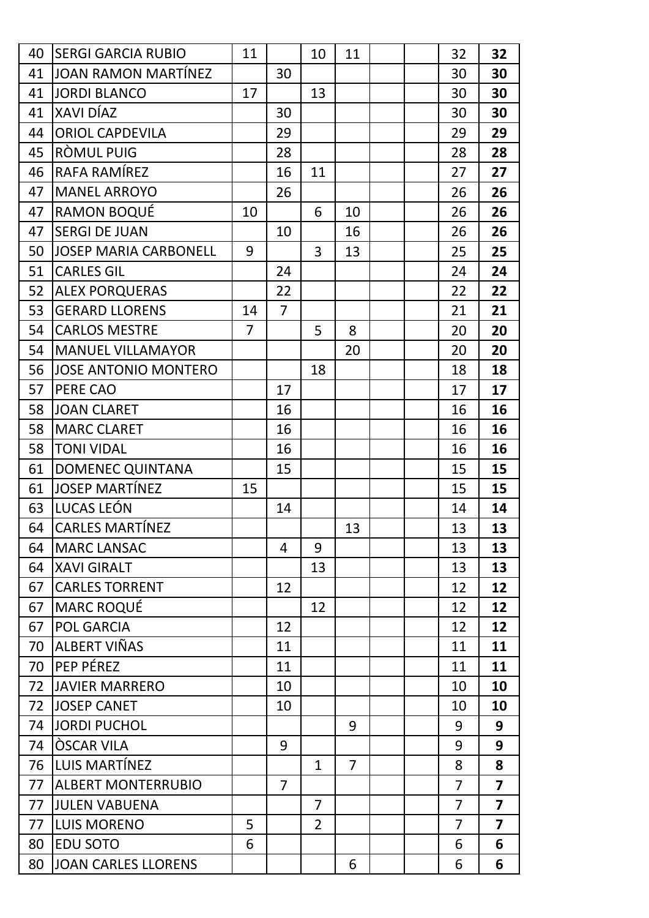| 40 | SERGI GARCIA RUBIO | 11 | | 10 | 11 | | | 32 | **32** |
|---|---|---|---|---|---|---|---|---|---|
| 41 | JOAN RAMON MARTÍNEZ | | 30 | | | | | 30 | **30** |
| 41 | JORDI BLANCO | 17 | | 13 | | | | 30 | **30** |
| 41 | XAVI DÍAZ | | 30 | | | | | 30 | **30** |
| 44 | ORIOL CAPDEVILA | | 29 | | | | | 29 | **29** |
| 45 | RÒMUL PUIG | | 28 | | | | | 28 | **28** |
| 46 | RAFA RAMÍREZ | | 16 | 11 | | | | 27 | **27** |
| 47 | MANEL ARROYO | | 26 | | | | | 26 | **26** |
| 47 | RAMON BOQUÉ | 10 | | 6 | 10 | | | 26 | **26** |
| 47 | SERGI DE JUAN | | 10 | | 16 | | | 26 | **26** |
| 50 | JOSEP MARIA CARBONELL | 9 | | 3 | 13 | | | 25 | **25** |
| 51 | CARLES GIL | | 24 | | | | | 24 | **24** |
| 52 | ALEX PORQUERAS | | 22 | | | | | 22 | **22** |
| 53 | GERARD LLORENS | 14 | 7 | | | | | 21 | **21** |
| 54 | CARLOS MESTRE | 7 | | 5 | 8 | | | 20 | **20** |
| 54 | MANUEL VILLAMAYOR | | | | 20 | | | 20 | **20** |
| 56 | JOSE ANTONIO MONTERO | | | 18 | | | | 18 | **18** |
| 57 | PERE CAO | | 17 | | | | | 17 | **17** |
| 58 | JOAN CLARET | | 16 | | | | | 16 | **16** |
| 58 | MARC CLARET | | 16 | | | | | 16 | **16** |
| 58 | TONI VIDAL | | 16 | | | | | 16 | **16** |
| 61 | DOMENEC QUINTANA | | 15 | | | | | 15 | **15** |
| 61 | JOSEP MARTÍNEZ | 15 | | | | | | 15 | **15** |
| 63 | LUCAS LEÓN | | 14 | | | | | 14 | **14** |
| 64 | CARLES MARTÍNEZ | | | | 13 | | | 13 | **13** |
| 64 | MARC LANSAC | | 4 | 9 | | | | 13 | **13** |
| 64 | XAVI GIRALT | | | 13 | | | | 13 | **13** |
| 67 | CARLES TORRENT | | 12 | | | | | 12 | **12** |
| 67 | MARC ROQUÉ | | | 12 | | | | 12 | **12** |
| 67 | POL GARCIA | | 12 | | | | | 12 | **12** |
| 70 | ALBERT VIÑAS | | 11 | | | | | 11 | **11** |
| 70 | PEP PÉREZ | | 11 | | | | | 11 | **11** |
| 72 | JAVIER MARRERO | | 10 | | | | | 10 | **10** |
| 72 | JOSEP CANET | | 10 | | | | | 10 | **10** |
| 74 | JORDI PUCHOL | | | | 9 | | | 9 | **9** |
| 74 | ÒSCAR VILA | | 9 | | | | | 9 | **9** |
| 76 | LUIS MARTÍNEZ | | | 1 | 7 | | | 8 | **8** |
| 77 | ALBERT MONTERRUBIO | | 7 | | | | | 7 | **7** |
| 77 | JULEN VABUENA | | | 7 | | | | 7 | **7** |
| 77 | LUIS MORENO | 5 | | 2 | | | | 7 | **7** |
| 80 | EDU SOTO | 6 | | | | | | 6 | **6** |
| 80 | JOAN CARLES LLORENS | | | | 6 | | | 6 | **6** |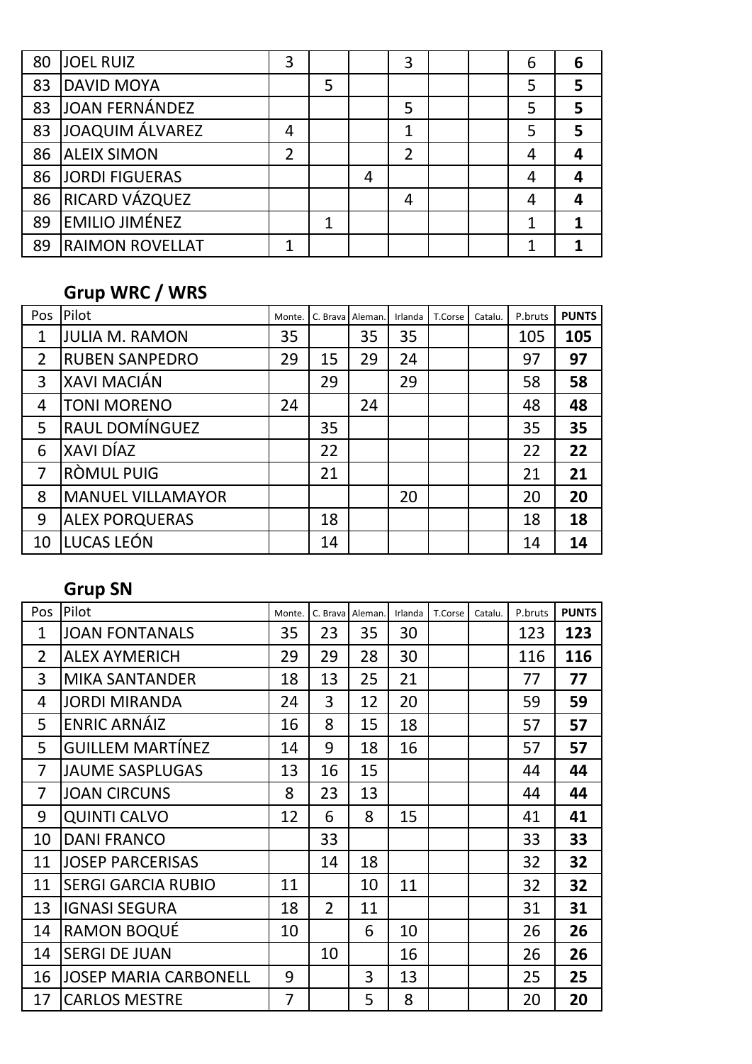| | | | | | | | | | |
|---|---|---|---|---|---|---|---|---|---|
| 80 | JOEL RUIZ | 3 | | | 3 | | | 6 | **6** |
| 83 | DAVID MOYA | | 5 | | | | | 5 | **5** |
| 83 | JOAN FERNÁNDEZ | | | | 5 | | | 5 | **5** |
| 83 | JOAQUIM ÁLVAREZ | 4 | | | 1 | | | 5 | **5** |
| 86 | ALEIX SIMON | 2 | | | 2 | | | 4 | **4** |
| 86 | JORDI FIGUERAS | | | 4 | | | | 4 | **4** |
| 86 | RICARD VÁZQUEZ | | | | 4 | | | 4 | **4** |
| 89 | EMILIO JIMÉNEZ | | 1 | | | | | 1 | **1** |
| 89 | RAIMON ROVELLAT | 1 | | | | | | 1 | **1** |

## Grup WRC / WRS

| Pos | Pilot | Monte. | C. Brava | Aleman. | Irlanda | T.Corse | Catalu. | P.bruts | **PUNTS** |
|---|---|---|---|---|---|---|---|---|---|
| 1 | JULIA M. RAMON | 35 | | 35 | 35 | | | 105 | **105** |
| 2 | RUBEN SANPEDRO | 29 | 15 | 29 | 24 | | | 97 | **97** |
| 3 | XAVI MACIÁN | | 29 | | 29 | | | 58 | **58** |
| 4 | TONI MORENO | 24 | | 24 | | | | 48 | **48** |
| 5 | RAUL DOMÍNGUEZ | | 35 | | | | | 35 | **35** |
| 6 | XAVI DÍAZ | | 22 | | | | | 22 | **22** |
| 7 | RÒMUL PUIG | | 21 | | | | | 21 | **21** |
| 8 | MANUEL VILLAMAYOR | | | | 20 | | | 20 | **20** |
| 9 | ALEX PORQUERAS | | 18 | | | | | 18 | **18** |
| 10 | LUCAS LEÓN | | 14 | | | | | 14 | **14** |

## Grup SN

| Pos | Pilot | Monte. | C. Brava | Aleman. | Irlanda | T.Corse | Catalu. | P.bruts | **PUNTS** |
|---|---|---|---|---|---|---|---|---|---|
| 1 | JOAN FONTANALS | 35 | 23 | 35 | 30 | | | 123 | **123** |
| 2 | ALEX AYMERICH | 29 | 29 | 28 | 30 | | | 116 | **116** |
| 3 | MIKA SANTANDER | 18 | 13 | 25 | 21 | | | 77 | **77** |
| 4 | JORDI MIRANDA | 24 | 3 | 12 | 20 | | | 59 | **59** |
| 5 | ENRIC ARNÁIZ | 16 | 8 | 15 | 18 | | | 57 | **57** |
| 5 | GUILLEM MARTÍNEZ | 14 | 9 | 18 | 16 | | | 57 | **57** |
| 7 | JAUME SASPLUGAS | 13 | 16 | 15 | | | | 44 | **44** |
| 7 | JOAN CIRCUNS | 8 | 23 | 13 | | | | 44 | **44** |
| 9 | QUINTI CALVO | 12 | 6 | 8 | 15 | | | 41 | **41** |
| 10 | DANI FRANCO | | 33 | | | | | 33 | **33** |
| 11 | JOSEP PARCERISAS | | 14 | 18 | | | | 32 | **32** |
| 11 | SERGI GARCIA RUBIO | 11 | | 10 | 11 | | | 32 | **32** |
| 13 | IGNASI SEGURA | 18 | 2 | 11 | | | | 31 | **31** |
| 14 | RAMON BOQUÉ | 10 | | 6 | 10 | | | 26 | **26** |
| 14 | SERGI DE JUAN | | 10 | | 16 | | | 26 | **26** |
| 16 | JOSEP MARIA CARBONELL | 9 | | 3 | 13 | | | 25 | **25** |
| 17 | CARLOS MESTRE | 7 | | 5 | 8 | | | 20 | **20** |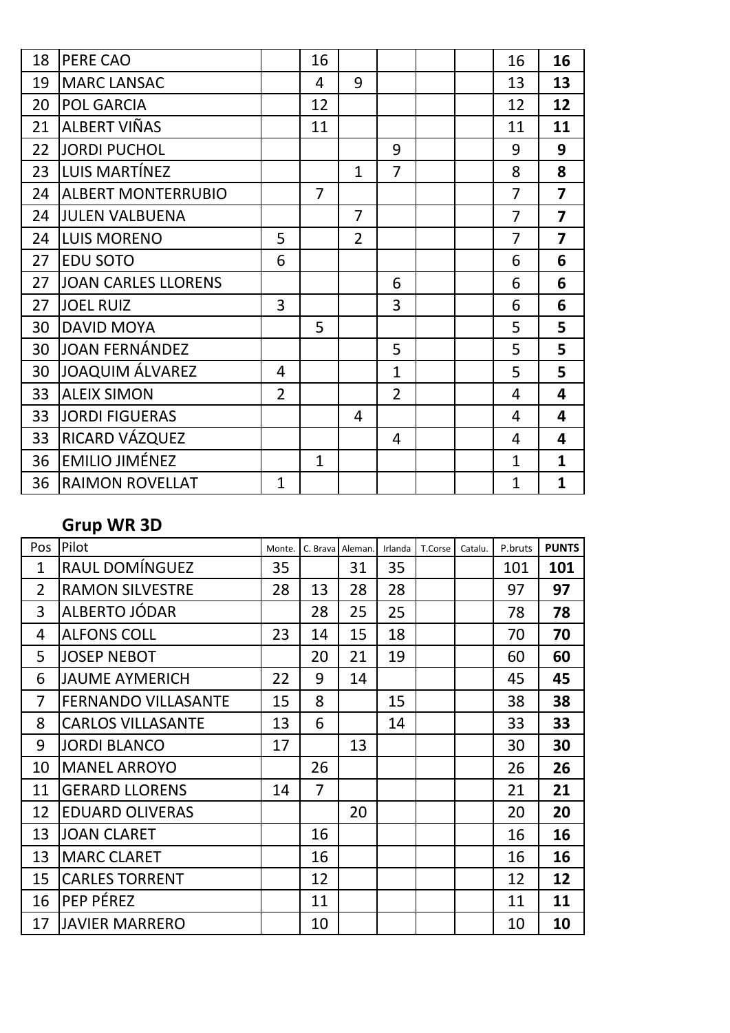| 18 | PERE CAO | | 16 | | | | | 16 | **16** |
|---|---|---|---|---|---|---|---|---|---|
| 19 | MARC LANSAC | | 4 | 9 | | | | 13 | **13** |
| 20 | POL GARCIA | | 12 | | | | | 12 | **12** |
| 21 | ALBERT VIÑAS | | 11 | | | | | 11 | **11** |
| 22 | JORDI PUCHOL | | | | 9 | | | 9 | **9** |
| 23 | LUIS MARTÍNEZ | | | 1 | 7 | | | 8 | **8** |
| 24 | ALBERT MONTERRUBIO | | 7 | | | | | 7 | **7** |
| 24 | JULEN VALBUENA | | | 7 | | | | 7 | **7** |
| 24 | LUIS MORENO | 5 | | 2 | | | | 7 | **7** |
| 27 | EDU SOTO | 6 | | | | | | 6 | **6** |
| 27 | JOAN CARLES LLORENS | | | | 6 | | | 6 | **6** |
| 27 | JOEL RUIZ | 3 | | | 3 | | | 6 | **6** |
| 30 | DAVID MOYA | | 5 | | | | | 5 | **5** |
| 30 | JOAN FERNÁNDEZ | | | | 5 | | | 5 | **5** |
| 30 | JOAQUIM ÁLVAREZ | 4 | | | 1 | | | 5 | **5** |
| 33 | ALEIX SIMON | 2 | | | 2 | | | 4 | **4** |
| 33 | JORDI FIGUERAS | | | 4 | | | | 4 | **4** |
| 33 | RICARD VÁZQUEZ | | | | 4 | | | 4 | **4** |
| 36 | EMILIO JIMÉNEZ | | 1 | | | | | 1 | **1** |
| 36 | RAIMON ROVELLAT | 1 | | | | | | 1 | **1** |

## Grup WR 3D

| Pos | Pilot | Monte. | C. Brava | Aleman. | Irlanda | T.Corse | Catalu. | P.bruts | PUNTS |
|---|---|---|---|---|---|---|---|---|---|
| 1 | RAUL DOMÍNGUEZ | 35 | | 31 | 35 | | | 101 | **101** |
| 2 | RAMON SILVESTRE | 28 | 13 | 28 | 28 | | | 97 | **97** |
| 3 | ALBERTO JÓDAR | | 28 | 25 | 25 | | | 78 | **78** |
| 4 | ALFONS COLL | 23 | 14 | 15 | 18 | | | 70 | **70** |
| 5 | JOSEP NEBOT | | 20 | 21 | 19 | | | 60 | **60** |
| 6 | JAUME AYMERICH | 22 | 9 | 14 | | | | 45 | **45** |
| 7 | FERNANDO VILLASANTE | 15 | 8 | | 15 | | | 38 | **38** |
| 8 | CARLOS VILLASANTE | 13 | 6 | | 14 | | | 33 | **33** |
| 9 | JORDI BLANCO | 17 | | 13 | | | | 30 | **30** |
| 10 | MANEL ARROYO | | 26 | | | | | 26 | **26** |
| 11 | GERARD LLORENS | 14 | 7 | | | | | 21 | **21** |
| 12 | EDUARD OLIVERAS | | | 20 | | | | 20 | **20** |
| 13 | JOAN CLARET | | 16 | | | | | 16 | **16** |
| 13 | MARC CLARET | | 16 | | | | | 16 | **16** |
| 15 | CARLES TORRENT | | 12 | | | | | 12 | **12** |
| 16 | PEP PÉREZ | | 11 | | | | | 11 | **11** |
| 17 | JAVIER MARRERO | | 10 | | | | | 10 | **10** |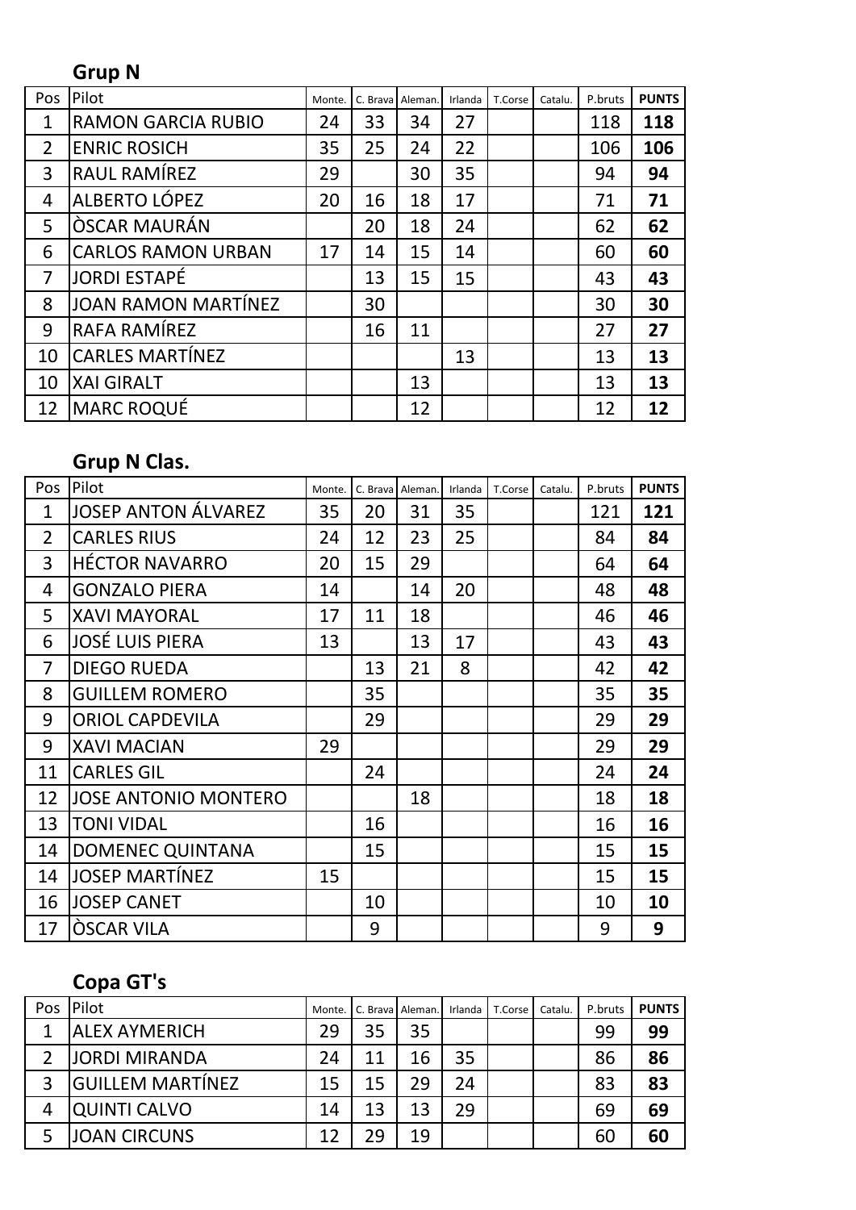## Grup N

| Pos | Pilot | Monte. | C. Brava | Aleman. | Irlanda | T.Corse | Catalu. | P.bruts | PUNTS |
|---|---|---|---|---|---|---|---|---|---|
| 1 | RAMON GARCIA RUBIO | 24 | 33 | 34 | 27 | | | 118 | **118** |
| 2 | ENRIC ROSICH | 35 | 25 | 24 | 22 | | | 106 | **106** |
| 3 | RAUL RAMÍREZ | 29 | | 30 | 35 | | | 94 | **94** |
| 4 | ALBERTO LÓPEZ | 20 | 16 | 18 | 17 | | | 71 | **71** |
| 5 | ÒSCAR MAURÁN | | 20 | 18 | 24 | | | 62 | **62** |
| 6 | CARLOS RAMON URBAN | 17 | 14 | 15 | 14 | | | 60 | **60** |
| 7 | JORDI ESTAPÉ | | 13 | 15 | 15 | | | 43 | **43** |
| 8 | JOAN RAMON MARTÍNEZ | | 30 | | | | | 30 | **30** |
| 9 | RAFA RAMÍREZ | | 16 | 11 | | | | 27 | **27** |
| 10 | CARLES MARTÍNEZ | | | | 13 | | | 13 | **13** |
| 10 | XAI GIRALT | | | 13 | | | | 13 | **13** |
| 12 | MARC ROQUÉ | | | 12 | | | | 12 | **12** |

## Grup N Clas.

| Pos | Pilot | Monte. | C. Brava | Aleman. | Irlanda | T.Corse | Catalu. | P.bruts | PUNTS |
|---|---|---|---|---|---|---|---|---|---|
| 1 | JOSEP ANTON ÁLVAREZ | 35 | 20 | 31 | 35 | | | 121 | **121** |
| 2 | CARLES RIUS | 24 | 12 | 23 | 25 | | | 84 | **84** |
| 3 | HÉCTOR NAVARRO | 20 | 15 | 29 | | | | 64 | **64** |
| 4 | GONZALO PIERA | 14 | | 14 | 20 | | | 48 | **48** |
| 5 | XAVI MAYORAL | 17 | 11 | 18 | | | | 46 | **46** |
| 6 | JOSÉ LUIS PIERA | 13 | | 13 | 17 | | | 43 | **43** |
| 7 | DIEGO RUEDA | | 13 | 21 | 8 | | | 42 | **42** |
| 8 | GUILLEM ROMERO | | 35 | | | | | 35 | **35** |
| 9 | ORIOL CAPDEVILA | | 29 | | | | | 29 | **29** |
| 9 | XAVI MACIAN | 29 | | | | | | 29 | **29** |
| 11 | CARLES GIL | | 24 | | | | | 24 | **24** |
| 12 | JOSE ANTONIO MONTERO | | | 18 | | | | 18 | **18** |
| 13 | TONI VIDAL | | 16 | | | | | 16 | **16** |
| 14 | DOMENEC QUINTANA | | 15 | | | | | 15 | **15** |
| 14 | JOSEP MARTÍNEZ | 15 | | | | | | 15 | **15** |
| 16 | JOSEP CANET | | 10 | | | | | 10 | **10** |
| 17 | ÒSCAR VILA | | 9 | | | | | 9 | **9** |

## Copa GT's

| Pos | Pilot | Monte. | C. Brava | Aleman. | Irlanda | T.Corse | Catalu. | P.bruts | PUNTS |
|---|---|---|---|---|---|---|---|---|---|
| 1 | ALEX AYMERICH | 29 | 35 | 35 | | | | 99 | **99** |
| 2 | JORDI MIRANDA | 24 | 11 | 16 | 35 | | | 86 | **86** |
| 3 | GUILLEM MARTÍNEZ | 15 | 15 | 29 | 24 | | | 83 | **83** |
| 4 | QUINTI CALVO | 14 | 13 | 13 | 29 | | | 69 | **69** |
| 5 | JOAN CIRCUNS | 12 | 29 | 19 | | | | 60 | **60** |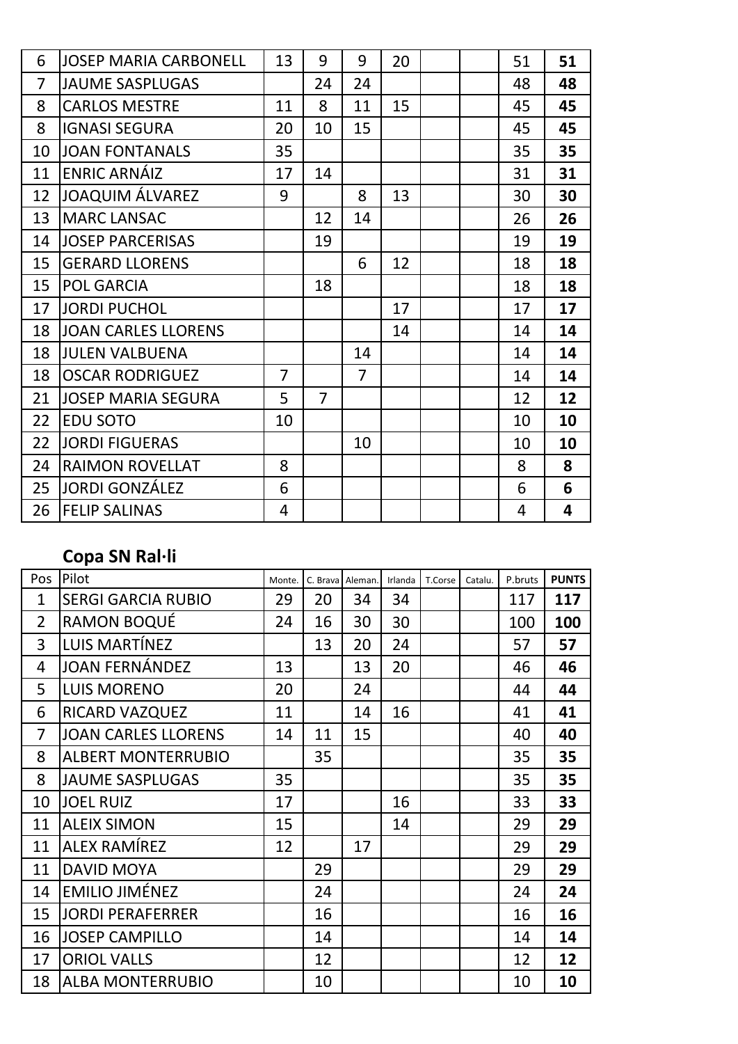| | | | | | | | | | |
|---|---|---|---|---|---|---|---|---|---|
| 6 | JOSEP MARIA CARBONELL | 13 | 9 | 9 | 20 | | | 51 | **51** |
| 7 | JAUME SASPLUGAS | | 24 | 24 | | | | 48 | **48** |
| 8 | CARLOS MESTRE | 11 | 8 | 11 | 15 | | | 45 | **45** |
| 8 | IGNASI SEGURA | 20 | 10 | 15 | | | | 45 | **45** |
| 10 | JOAN FONTANALS | 35 | | | | | | 35 | **35** |
| 11 | ENRIC ARNÁIZ | 17 | 14 | | | | | 31 | **31** |
| 12 | JOAQUIM ÁLVAREZ | 9 | | 8 | 13 | | | 30 | **30** |
| 13 | MARC LANSAC | | 12 | 14 | | | | 26 | **26** |
| 14 | JOSEP PARCERISAS | | 19 | | | | | 19 | **19** |
| 15 | GERARD LLORENS | | | 6 | 12 | | | 18 | **18** |
| 15 | POL GARCIA | | 18 | | | | | 18 | **18** |
| 17 | JORDI PUCHOL | | | | 17 | | | 17 | **17** |
| 18 | JOAN CARLES LLORENS | | | | 14 | | | 14 | **14** |
| 18 | JULEN VALBUENA | | | 14 | | | | 14 | **14** |
| 18 | OSCAR RODRIGUEZ | 7 | | 7 | | | | 14 | **14** |
| 21 | JOSEP MARIA SEGURA | 5 | 7 | | | | | 12 | **12** |
| 22 | EDU SOTO | 10 | | | | | | 10 | **10** |
| 22 | JORDI FIGUERAS | | | 10 | | | | 10 | **10** |
| 24 | RAIMON ROVELLAT | 8 | | | | | | 8 | **8** |
| 25 | JORDI GONZÁLEZ | 6 | | | | | | 6 | **6** |
| 26 | FELIP SALINAS | 4 | | | | | | 4 | **4** |

## Copa SN Ral·li

| Pos | Pilot | Monte. | C. Brava | Aleman. | Irlanda | T.Corse | Catalu. | P.bruts | PUNTS |
|---|---|---|---|---|---|---|---|---|---|
| 1 | SERGI GARCIA RUBIO | 29 | 20 | 34 | 34 | | | 117 | **117** |
| 2 | RAMON BOQUÉ | 24 | 16 | 30 | 30 | | | 100 | **100** |
| 3 | LUIS MARTÍNEZ | | 13 | 20 | 24 | | | 57 | **57** |
| 4 | JOAN FERNÁNDEZ | 13 | | 13 | 20 | | | 46 | **46** |
| 5 | LUIS MORENO | 20 | | 24 | | | | 44 | **44** |
| 6 | RICARD VAZQUEZ | 11 | | 14 | 16 | | | 41 | **41** |
| 7 | JOAN CARLES LLORENS | 14 | 11 | 15 | | | | 40 | **40** |
| 8 | ALBERT MONTERRUBIO | | 35 | | | | | 35 | **35** |
| 8 | JAUME SASPLUGAS | 35 | | | | | | 35 | **35** |
| 10 | JOEL RUIZ | 17 | | | 16 | | | 33 | **33** |
| 11 | ALEIX SIMON | 15 | | | 14 | | | 29 | **29** |
| 11 | ALEX RAMÍREZ | 12 | | 17 | | | | 29 | **29** |
| 11 | DAVID MOYA | | 29 | | | | | 29 | **29** |
| 14 | EMILIO JIMÉNEZ | | 24 | | | | | 24 | **24** |
| 15 | JORDI PERAFERRER | | 16 | | | | | 16 | **16** |
| 16 | JOSEP CAMPILLO | | 14 | | | | | 14 | **14** |
| 17 | ORIOL VALLS | | 12 | | | | | 12 | **12** |
| 18 | ALBA MONTERRUBIO | | 10 | | | | | 10 | **10** |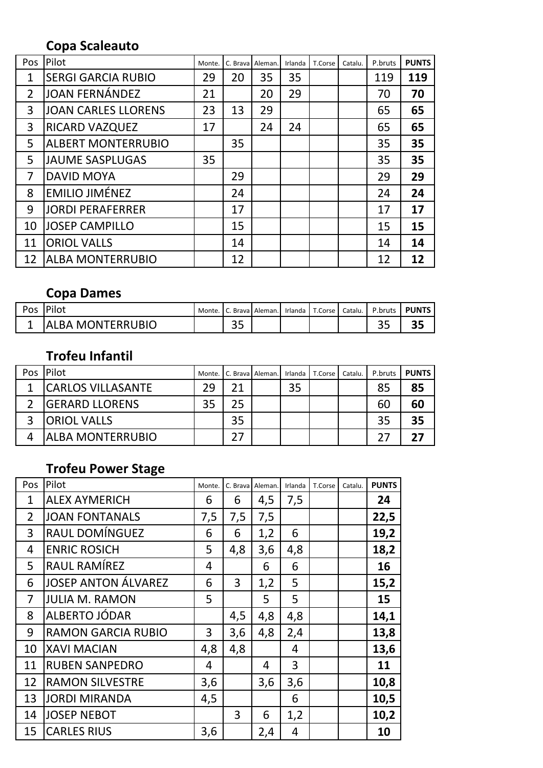### Copa Scaleauto

| Pos | Pilot | Monte. | C. Brava | Aleman. | Irlanda | T.Corse | Catalu. | P.bruts | PUNTS |
|---|---|---|---|---|---|---|---|---|---|
| 1 | SERGI GARCIA RUBIO | 29 | 20 | 35 | 35 | | | 119 | **119** |
| 2 | JOAN FERNÁNDEZ | 21 | | 20 | 29 | | | 70 | **70** |
| 3 | JOAN CARLES LLORENS | 23 | 13 | 29 | | | | 65 | **65** |
| 3 | RICARD VAZQUEZ | 17 | | 24 | 24 | | | 65 | **65** |
| 5 | ALBERT MONTERRUBIO | | 35 | | | | | 35 | **35** |
| 5 | JAUME SASPLUGAS | 35 | | | | | | 35 | **35** |
| 7 | DAVID MOYA | | 29 | | | | | 29 | **29** |
| 8 | EMILIO JIMÉNEZ | | 24 | | | | | 24 | **24** |
| 9 | JORDI PERAFERRER | | 17 | | | | | 17 | **17** |
| 10 | JOSEP CAMPILLO | | 15 | | | | | 15 | **15** |
| 11 | ORIOL VALLS | | 14 | | | | | 14 | **14** |
| 12 | ALBA MONTERRUBIO | | 12 | | | | | 12 | **12** |

### Copa Dames

| Pos | Pilot | Monte. | C. Brava | Aleman. | Irlanda | T.Corse | Catalu. | P.bruts | PUNTS |
|---|---|---|---|---|---|---|---|---|---|
| 1 | ALBA MONTERRUBIO | | 35 | | | | | 35 | **35** |

### Trofeu Infantil

| Pos | Pilot | Monte. | C. Brava | Aleman. | Irlanda | T.Corse | Catalu. | P.bruts | PUNTS |
|---|---|---|---|---|---|---|---|---|---|
| 1 | CARLOS VILLASANTE | 29 | 21 | | 35 | | | 85 | **85** |
| 2 | GERARD LLORENS | 35 | 25 | | | | | 60 | **60** |
| 3 | ORIOL VALLS | | 35 | | | | | 35 | **35** |
| 4 | ALBA MONTERRUBIO | | 27 | | | | | 27 | **27** |

### Trofeu Power Stage

| Pos | Pilot | Monte. | C. Brava | Aleman. | Irlanda | T.Corse | Catalu. | PUNTS |
|---|---|---|---|---|---|---|---|---|
| 1 | ALEX AYMERICH | 6 | 6 | 4,5 | 7,5 | | | **24** |
| 2 | JOAN FONTANALS | 7,5 | 7,5 | 7,5 | | | | **22,5** |
| 3 | RAUL DOMÍNGUEZ | 6 | 6 | 1,2 | 6 | | | **19,2** |
| 4 | ENRIC ROSICH | 5 | 4,8 | 3,6 | 4,8 | | | **18,2** |
| 5 | RAUL RAMÍREZ | 4 | | 6 | 6 | | | **16** |
| 6 | JOSEP ANTON ÁLVAREZ | 6 | 3 | 1,2 | 5 | | | **15,2** |
| 7 | JULIA M. RAMON | 5 | | 5 | 5 | | | **15** |
| 8 | ALBERTO JÓDAR | | 4,5 | 4,8 | 4,8 | | | **14,1** |
| 9 | RAMON GARCIA RUBIO | 3 | 3,6 | 4,8 | 2,4 | | | **13,8** |
| 10 | XAVI MACIAN | 4,8 | 4,8 | | 4 | | | **13,6** |
| 11 | RUBEN SANPEDRO | 4 | | 4 | 3 | | | **11** |
| 12 | RAMON SILVESTRE | 3,6 | | 3,6 | 3,6 | | | **10,8** |
| 13 | JORDI MIRANDA | 4,5 | | | 6 | | | **10,5** |
| 14 | JOSEP NEBOT | | 3 | 6 | 1,2 | | | **10,2** |
| 15 | CARLES RIUS | 3,6 | | 2,4 | 4 | | | **10** |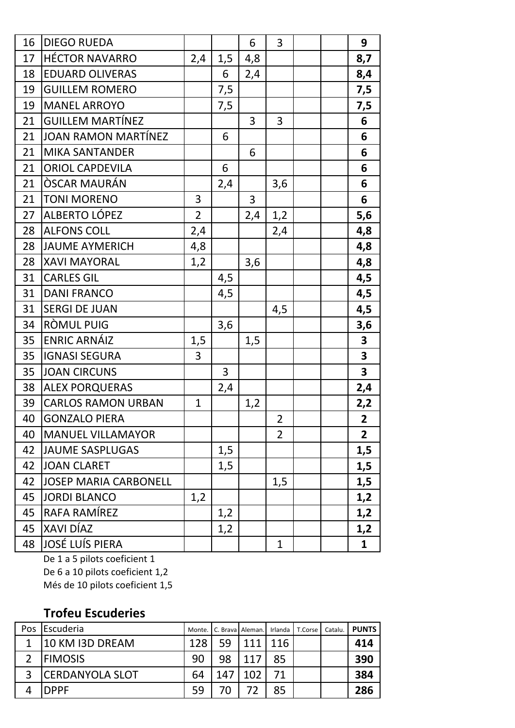| 16 | DIEGO RUEDA | | | 6 | 3 | | | **9** |
|---|---|---|---|---|---|---|---|---|
| 17 | HÉCTOR NAVARRO | 2,4 | 1,5 | 4,8 | | | | **8,7** |
| 18 | EDUARD OLIVERAS | | 6 | 2,4 | | | | **8,4** |
| 19 | GUILLEM ROMERO | | 7,5 | | | | | **7,5** |
| 19 | MANEL ARROYO | | 7,5 | | | | | **7,5** |
| 21 | GUILLEM MARTÍNEZ | | | 3 | 3 | | | **6** |
| 21 | JOAN RAMON MARTÍNEZ | | 6 | | | | | **6** |
| 21 | MIKA SANTANDER | | | 6 | | | | **6** |
| 21 | ORIOL CAPDEVILA | | 6 | | | | | **6** |
| 21 | ÒSCAR MAURÁN | | 2,4 | | 3,6 | | | **6** |
| 21 | TONI MORENO | 3 | | 3 | | | | **6** |
| 27 | ALBERTO LÓPEZ | 2 | | 2,4 | 1,2 | | | **5,6** |
| 28 | ALFONS COLL | 2,4 | | | 2,4 | | | **4,8** |
| 28 | JAUME AYMERICH | 4,8 | | | | | | **4,8** |
| 28 | XAVI MAYORAL | 1,2 | | 3,6 | | | | **4,8** |
| 31 | CARLES GIL | | 4,5 | | | | | **4,5** |
| 31 | DANI FRANCO | | 4,5 | | | | | **4,5** |
| 31 | SERGI DE JUAN | | | | 4,5 | | | **4,5** |
| 34 | RÒMUL PUIG | | 3,6 | | | | | **3,6** |
| 35 | ENRIC ARNÁIZ | 1,5 | | 1,5 | | | | **3** |
| 35 | IGNASI SEGURA | 3 | | | | | | **3** |
| 35 | JOAN CIRCUNS | | 3 | | | | | **3** |
| 38 | ALEX PORQUERAS | | 2,4 | | | | | **2,4** |
| 39 | CARLOS RAMON URBAN | 1 | | 1,2 | | | | **2,2** |
| 40 | GONZALO PIERA | | | | 2 | | | **2** |
| 40 | MANUEL VILLAMAYOR | | | | 2 | | | **2** |
| 42 | JAUME SASPLUGAS | | 1,5 | | | | | **1,5** |
| 42 | JOAN CLARET | | 1,5 | | | | | **1,5** |
| 42 | JOSEP MARIA CARBONELL | | | | 1,5 | | | **1,5** |
| 45 | JORDI BLANCO | 1,2 | | | | | | **1,2** |
| 45 | RAFA RAMÍREZ | | 1,2 | | | | | **1,2** |
| 45 | XAVI DÍAZ | | 1,2 | | | | | **1,2** |
| 48 | JOSÉ LUÍS PIERA | | | | 1 | | | **1** |

De 1 a 5 pilots coeficient 1
De 6 a 10 pilots coeficient 1,2
Més de 10 pilots coeficient 1,5

## Trofeu Escuderies

| Pos | Escuderia | Monte. | C. Brava | Aleman. | Irlanda | T.Corse | Catalu. | PUNTS |
|---|---|---|---|---|---|---|---|---|
| 1 | 10 KM I3D DREAM | 128 | 59 | 111 | 116 | | | **414** |
| 2 | FIMOSIS | 90 | 98 | 117 | 85 | | | **390** |
| 3 | CERDANYOLA SLOT | 64 | 147 | 102 | 71 | | | **384** |
| 4 | DPPF | 59 | 70 | 72 | 85 | | | **286** |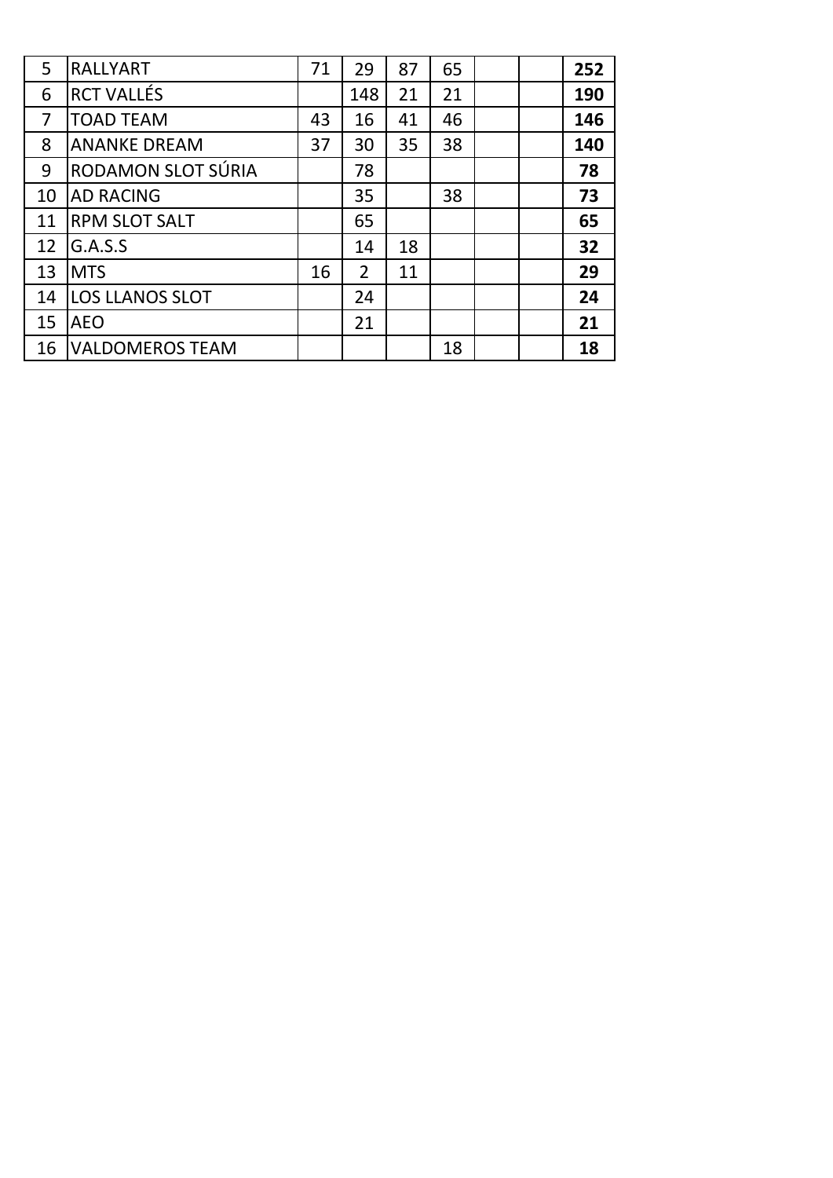| | | | | | | | | |
|---|---|---|---|---|---|---|---|---|
| 5 | RALLYART | 71 | 29 | 87 | 65 | | | **252** |
| 6 | RCT VALLÉS | | 148 | 21 | 21 | | | **190** |
| 7 | TOAD TEAM | 43 | 16 | 41 | 46 | | | **146** |
| 8 | ANANKE DREAM | 37 | 30 | 35 | 38 | | | **140** |
| 9 | RODAMON SLOT SÚRIA | | 78 | | | | | **78** |
| 10 | AD RACING | | 35 | | 38 | | | **73** |
| 11 | RPM SLOT SALT | | 65 | | | | | **65** |
| 12 | G.A.S.S | | 14 | 18 | | | | **32** |
| 13 | MTS | 16 | 2 | 11 | | | | **29** |
| 14 | LOS LLANOS SLOT | | 24 | | | | | **24** |
| 15 | AEO | | 21 | | | | | **21** |
| 16 | VALDOMEROS TEAM | | | | 18 | | | **18** |